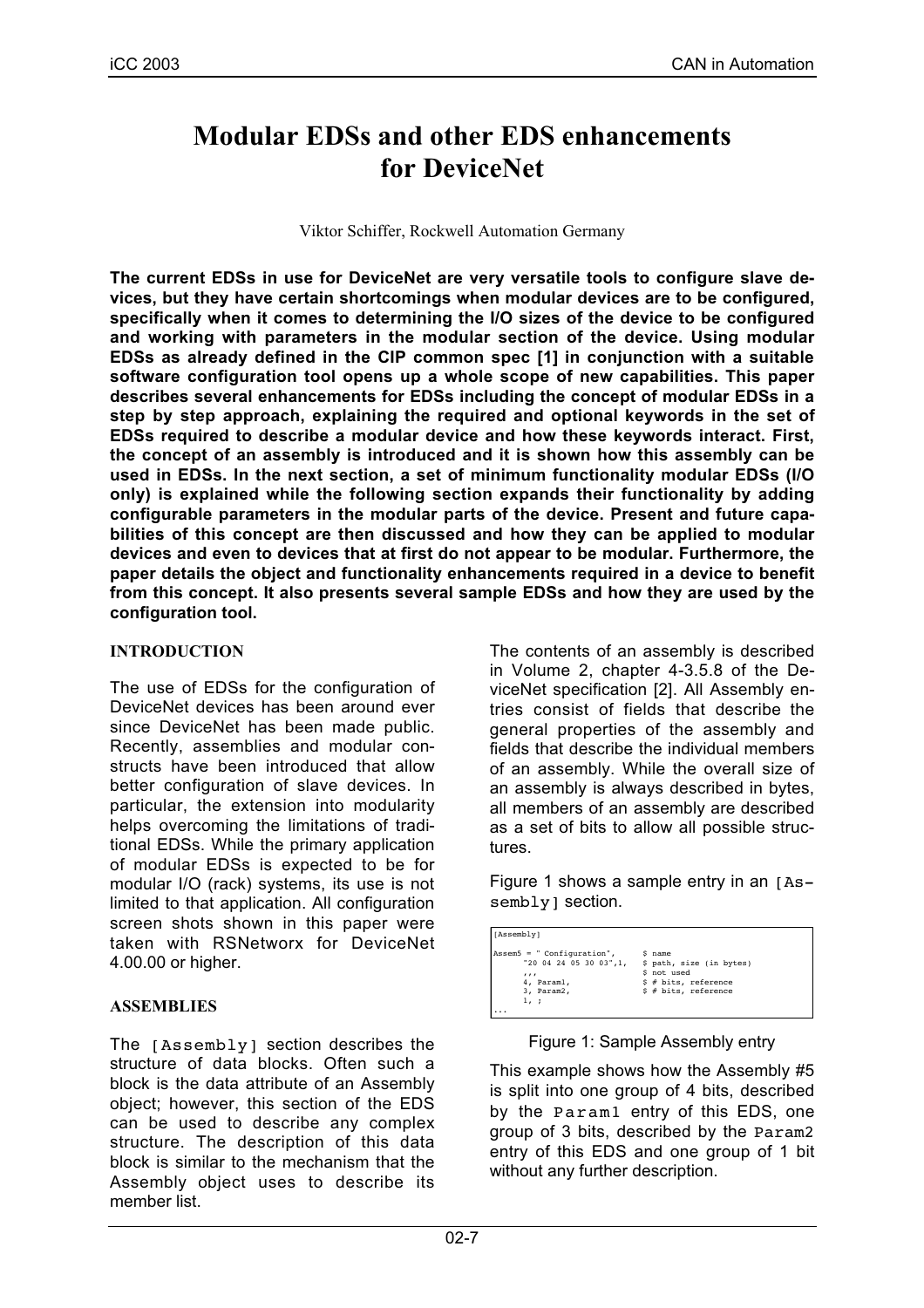# Modular EDSs and other EDS enhancements for DeviceNet

Viktor Schiffer, Rockwell Automation Germany

**The current EDSs in use for DeviceNet are very versatile tools to configure slave devices, but they have certain shortcomings when modular devices are to be configured, specifically when it comes to determining the I/O sizes of the device to be configured and working with parameters in the modular section of the device. Using modular EDSs as already defined in the CIP common spec [1] in conjunction with a suitable software configuration tool opens up a whole scope of new capabilities. This paper describes several enhancements for EDSs including the concept of modular EDSs in a step by step approach, explaining the required and optional keywords in the set of EDSs required to describe a modular device and how these keywords interact. First, the concept of an assembly is introduced and it is shown how this assembly can be used in EDSs. In the next section, a set of minimum functionality modular EDSs (I/O only) is explained while the following section expands their functionality by adding configurable parameters in the modular parts of the device. Present and future capabilities of this concept are then discussed and how they can be applied to modular devices and even to devices that at first do not appear to be modular. Furthermore, the paper details the object and functionality enhancements required in a device to benefit from this concept. It also presents several sample EDSs and how they are used by the configuration tool.**

## INTRODUCTION

The use of EDSs for the configuration of DeviceNet devices has been around ever since DeviceNet has been made public. Recently, assemblies and modular constructs have been introduced that allow better configuration of slave devices. In particular, the extension into modularity helps overcoming the limitations of traditional EDSs. While the primary application of modular EDSs is expected to be for modular I/O (rack) systems, its use is not limited to that application. All configuration screen shots shown in this paper were taken with RSNetworx for DeviceNet 4.00.00 or higher.

## ASSEMBLIES

The `[Assembly]` section describes the structure of data blocks. Often such a block is the data attribute of an Assembly object; however, this section of the EDS can be used to describe any complex structure. The description of this data block is similar to the mechanism that the Assembly object uses to describe its member list.

The contents of an assembly is described in Volume 2, chapter 4-3.5.8 of the DeviceNet specification [2]. All Assembly entries consist of fields that describe the general properties of the assembly and fields that describe the individual members of an assembly. While the overall size of an assembly is always described in bytes, all members of an assembly are described as a set of bits to allow all possible structures.

Figure 1 shows a sample entry in an `[Assembly]` section.

```
[Assembly]

Assem5 = " Configuration",      $ name
       "20 04 24 05 30 03",1,   $ path, size (in bytes)
       ,,,                      $ not used
       4, Param1,               $ # bits, reference
       3, Param2,               $ # bits, reference
       1, ;
...
```

Figure 1: Sample Assembly entry

This example shows how the Assembly #5 is split into one group of 4 bits, described by the `Param1` entry of this EDS, one group of 3 bits, described by the `Param2` entry of this EDS and one group of 1 bit without any further description.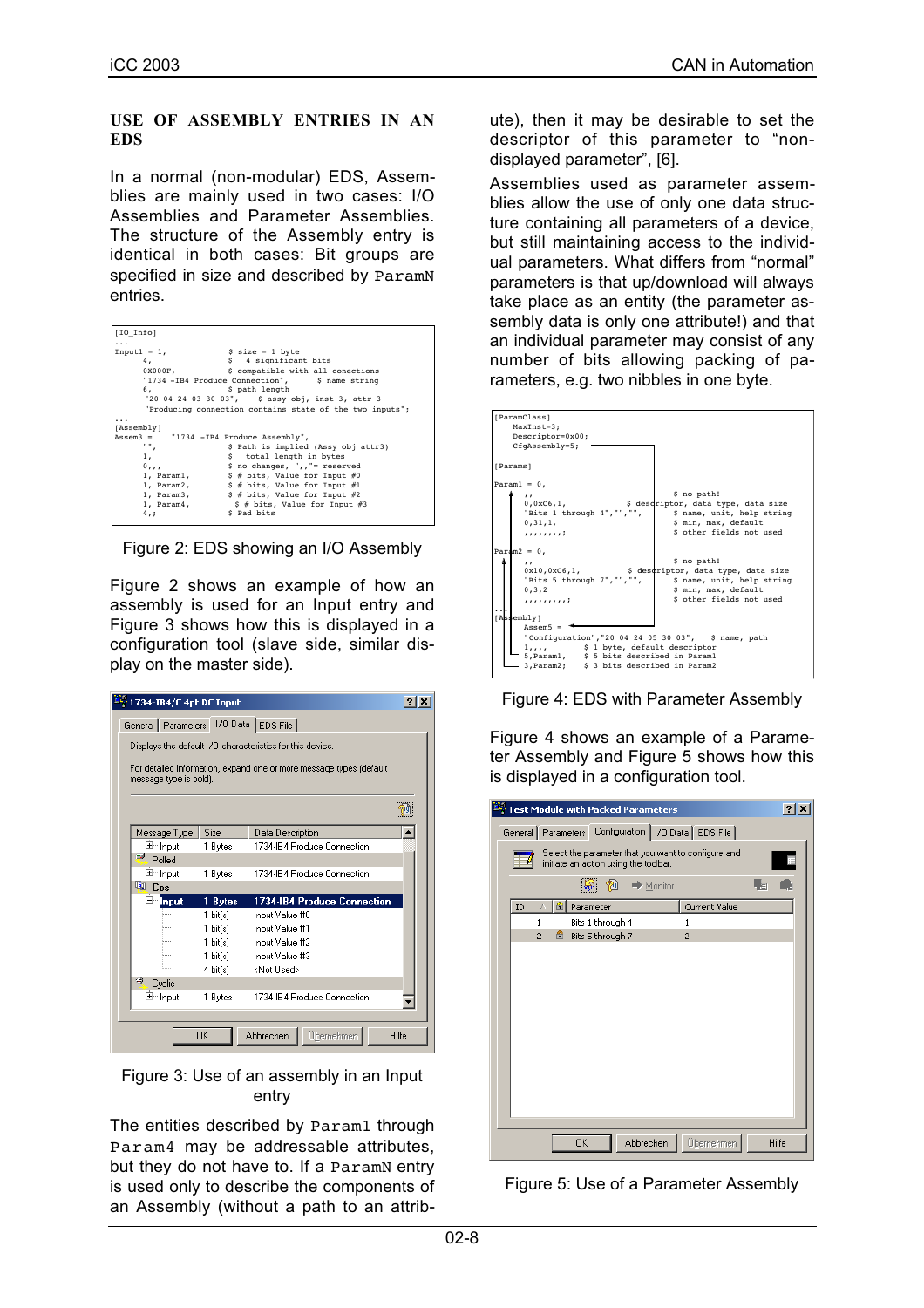## USE OF ASSEMBLY ENTRIES IN AN EDS

In a normal (non-modular) EDS, Assemblies are mainly used in two cases: I/O Assemblies and Parameter Assemblies. The structure of the Assembly entry is identical in both cases: Bit groups are specified in size and described by `ParamN` entries.

```
[IO_Info]
...
Input1 = 1,              $ size = 1 byte
     4,                  $   4 significant bits
     0X000F,             $ compatible with all conections
     "1734 -IB4 Produce Connection",      $ name string
     6,                  $ path length
     "20 04 24 03 30 03",    $ assy obj, inst 3, attr 3
     "Producing connection contains state of the two inputs";
...
[Assembly]
Assem3 =    "1734 -IB4 Produce Assembly",
     "",                 $ Path is implied (Assy obj attr3)
     1,                  $   total length in bytes
     0,,,                $ no changes, ",,"= reserved
     1, Param1,          $ # bits, Value for Input #0
     1, Param2,          $ # bits, Value for Input #1
     1, Param3,          $ # bits, Value for Input #2
     1, Param4,           $ # bits, Value for Input #3
     4,;                 $ Pad bits
```

Figure 2: EDS showing an I/O Assembly

Figure 2 shows an example of how an assembly is used for an Input entry and Figure 3 shows how this is displayed in a configuration tool (slave side, similar display on the master side).

Figure 3: Use of an assembly in an Input entry

The entities described by `Param1` through `Param4` may be addressable attributes, but they do not have to. If a `ParamN` entry is used only to describe the components of an Assembly (without a path to an attribute), then it may be desirable to set the descriptor of this parameter to "non-displayed parameter", [6].

Assemblies used as parameter assemblies allow the use of only one data structure containing all parameters of a device, but still maintaining access to the individual parameters. What differs from "normal" parameters is that up/download will always take place as an entity (the parameter assembly data is only one attribute!) and that an individual parameter may consist of any number of bits allowing packing of parameters, e.g. two nibbles in one byte.

```
[ParamClass]
     MaxInst=3;
     Descriptor=0x00;
     CfgAssembly=5;

[Params]

Param1 = 0,
     ,,                          $ no path!
     0,0xC6,1,           $ descriptor, data type, data size
     "Bits 1 through 4","","",     $ name, unit, help string
     0,31,1,                     $ min, max, default
     ,,,,,,,,;                   $ other fields not used

Param2 = 0,
     ,,                          $ no path!
     0x10,0xC6,1,        $ descriptor, data type, data size
     "Bits 5 through 7","","",     $ name, unit, help string
     0,3,2                       $ min, max, default
     ,,,,,,,,,;                  $ other fields not used
...
[Assembly]
     Assem5 =
     "Configuration","20 04 24 05 30 03",    $ name, path
     1,,,,          $ 1 byte, default descriptor
     5,Param1,      $ 5 bits described in Param1
     3,Param2;      $ 3 bits described in Param2
```

Figure 4: EDS with Parameter Assembly

Figure 4 shows an example of a Parameter Assembly and Figure 5 shows how this is displayed in a configuration tool.

Figure 5: Use of a Parameter Assembly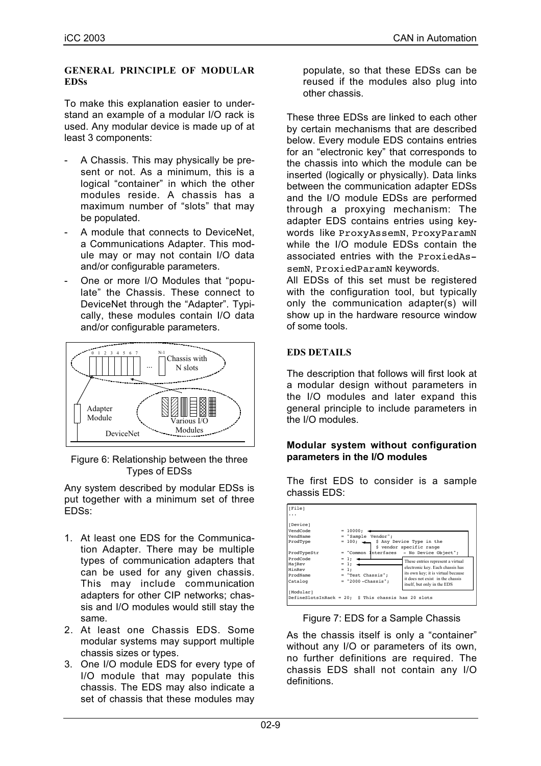### GENERAL PRINCIPLE OF MODULAR EDSs

To make this explanation easier to understand an example of a modular I/O rack is used. Any modular device is made up of at least 3 components:

- A Chassis. This may physically be present or not. As a minimum, this is a logical "container" in which the other modules reside. A chassis has a maximum number of "slots" that may be populated.
- A module that connects to DeviceNet, a Communications Adapter. This module may or may not contain I/O data and/or configurable parameters.
- One or more I/O Modules that "populate" the Chassis. These connect to DeviceNet through the "Adapter". Typically, these modules contain I/O data and/or configurable parameters.

Figure 6: Relationship between the three Types of EDSs

Any system described by modular EDSs is put together with a minimum set of three EDSs:

1. At least one EDS for the Communication Adapter. There may be multiple types of communication adapters that can be used for any given chassis. This may include communication adapters for other CIP networks; chassis and I/O modules would still stay the same.
2. At least one Chassis EDS. Some modular systems may support multiple chassis sizes or types.
3. One I/O module EDS for every type of I/O module that may populate this chassis. The EDS may also indicate a set of chassis that these modules may populate, so that these EDSs can be reused if the modules also plug into other chassis.

These three EDSs are linked to each other by certain mechanisms that are described below. Every module EDS contains entries for an "electronic key" that corresponds to the chassis into which the module can be inserted (logically or physically). Data links between the communication adapter EDSs and the I/O module EDSs are performed through a proxying mechanism: The adapter EDS contains entries using keywords like `ProxyAssemN`, `ProxyParamN` while the I/O module EDSs contain the associated entries with the `ProxiedAssemN`, `ProxiedParamN` keywords.

All EDSs of this set must be registered with the configuration tool, but typically only the communication adapter(s) will show up in the hardware resource window of some tools.

### EDS DETAILS

The description that follows will first look at a modular design without parameters in the I/O modules and later expand this general principle to include parameters in the I/O modules.

#### Modular system without configuration parameters in the I/O modules

The first EDS to consider is a sample chassis EDS:

```
[File]
...

[Device]
VendCode       = 10000;
VendName       = "Sample Vendor";
ProdType       = 100;      $ Any Device Type in the
                           $ vendor specific range
ProdTypeStr    = "Common Interfaces - No Device Object";
ProdCode       = 1;
MajRev         = 1;
MinRev         = 1;
ProdName       = "Test Chassis";
Catalog        = "2000-Chassis";

[Modular]
DefineSlotsInRack = 20;  $ This chassis has 20 slots
```

These entries represent a virtual electronic key. Each chassis has its own key; it is virtual because it does not exist in the chassis itself, but only in the EDS

Figure 7: EDS for a Sample Chassis

As the chassis itself is only a "container" without any I/O or parameters of its own, no further definitions are required. The chassis EDS shall not contain any I/O definitions.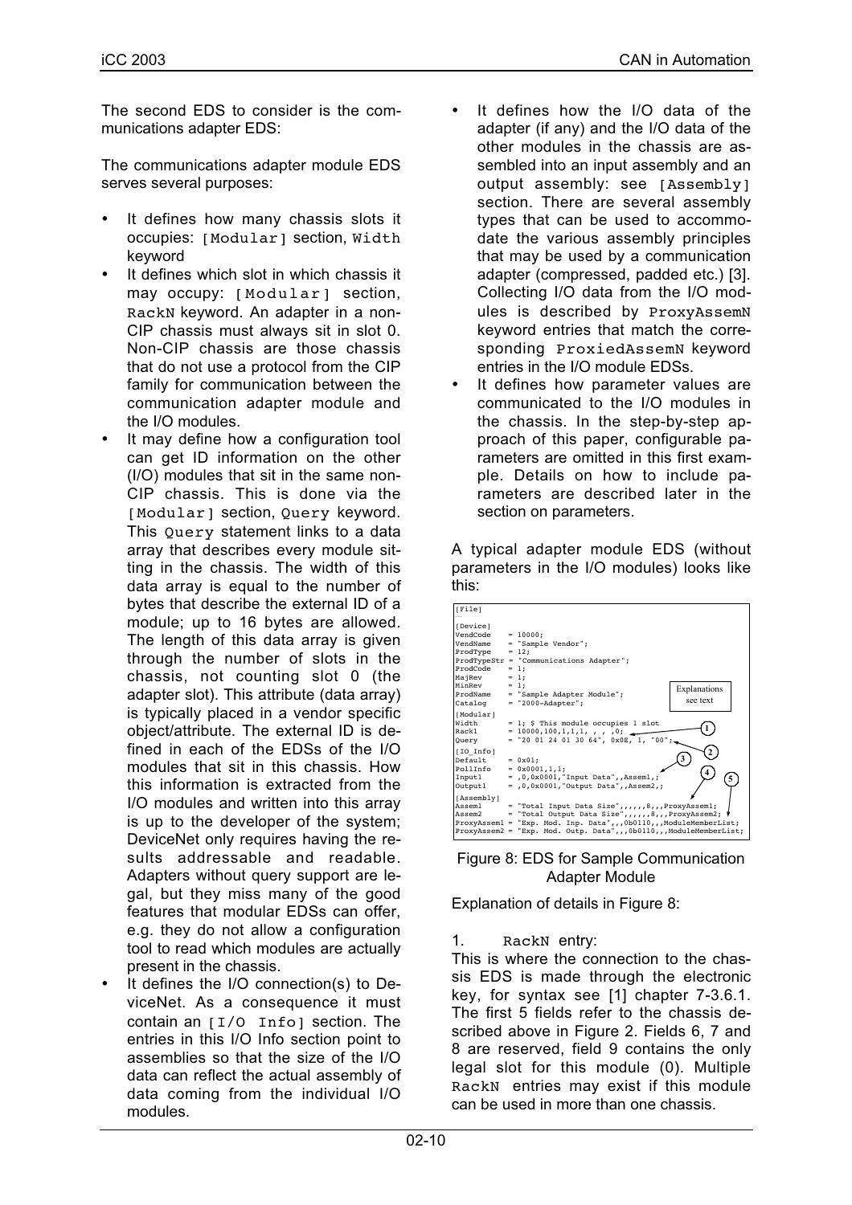The second EDS to consider is the communications adapter EDS:

The communications adapter module EDS serves several purposes:

- It defines how many chassis slots it occupies: `[Modular]` section, `Width` keyword
- It defines which slot in which chassis it may occupy: `[Modular]` section, `RackN` keyword. An adapter in a non-CIP chassis must always sit in slot 0. Non-CIP chassis are those chassis that do not use a protocol from the CIP family for communication between the communication adapter module and the I/O modules.
- It may define how a configuration tool can get ID information on the other (I/O) modules that sit in the same non-CIP chassis. This is done via the `[Modular]` section, `Query` keyword. This `Query` statement links to a data array that describes every module sitting in the chassis. The width of this data array is equal to the number of bytes that describe the external ID of a module; up to 16 bytes are allowed. The length of this data array is given through the number of slots in the chassis, not counting slot 0 (the adapter slot). This attribute (data array) is typically placed in a vendor specific object/attribute. The external ID is defined in each of the EDSs of the I/O modules that sit in this chassis. How this information is extracted from the I/O modules and written into this array is up to the developer of the system; DeviceNet only requires having the results addressable and readable. Adapters without query support are legal, but they miss many of the good features that modular EDSs can offer, e.g. they do not allow a configuration tool to read which modules are actually present in the chassis.
- It defines the I/O connection(s) to DeviceNet. As a consequence it must contain an `[I/O Info]` section. The entries in this I/O Info section point to assemblies so that the size of the I/O data can reflect the actual assembly of data coming from the individual I/O modules.
- It defines how the I/O data of the adapter (if any) and the I/O data of the other modules in the chassis are assembled into an input assembly and an output assembly: see `[Assembly]` section. There are several assembly types that can be used to accommodate the various assembly principles that may be used by a communication adapter (compressed, padded etc.) [3]. Collecting I/O data from the I/O modules is described by `ProxyAssemN` keyword entries that match the corresponding `ProxiedAssemN` keyword entries in the I/O module EDSs.
- It defines how parameter values are communicated to the I/O modules in the chassis. In the step-by-step approach of this paper, configurable parameters are omitted in this first example. Details on how to include parameters are described later in the section on parameters.

A typical adapter module EDS (without parameters in the I/O modules) looks like this:

```
[File]
...
[Device]
VendCode    = 10000;
VendName    = "Sample Vendor";
ProdType    = 12;
ProdTypeStr = "Communications Adapter";
ProdCode    = 1;
MajRev      = 1;
MinRev      = 1;
ProdName    = "Sample Adapter Module";
Catalog     = "2000-Adapter";
[Modular]
Width       = 1; $ This module occupies 1 slot
Rack1       = 10000,100,1,1,1, , , ,0;          (1)
Query       = "20 01 24 01 30 64", 0x0E, 1, "00";   (2)
[IO_Info]
Default     = 0x01;                              (3)
PollInfo    = 0x0001,1,1;
Input1      = ,0,0x0001,"Input Data",,Assem1,;   (4)
Output1     = ,0,0x0001,"Output Data",,Assem2,;  (5)
[Assembly]
Assem1      = "Total Input Data Size",,,,,,8,,,ProxyAssem1;
Assem2      = "Total Output Data Size",,,,,,8,,,ProxyAssem2;
ProxyAssem1 = "Exp. Mod. Inp. Data",,,0b0110,,,ModuleMemberList;
ProxyAssem2 = "Exp. Mod. Outp. Data",,,0b0110,,,ModuleMemberList;
```

Explanations see text

Figure 8: EDS for Sample Communication Adapter Module

Explanation of details in Figure 8:

1. `RackN` entry:

This is where the connection to the chassis EDS is made through the electronic key, for syntax see [1] chapter 7-3.6.1. The first 5 fields refer to the chassis described above in Figure 2. Fields 6, 7 and 8 are reserved, field 9 contains the only legal slot for this module (0). Multiple `RackN` entries may exist if this module can be used in more than one chassis.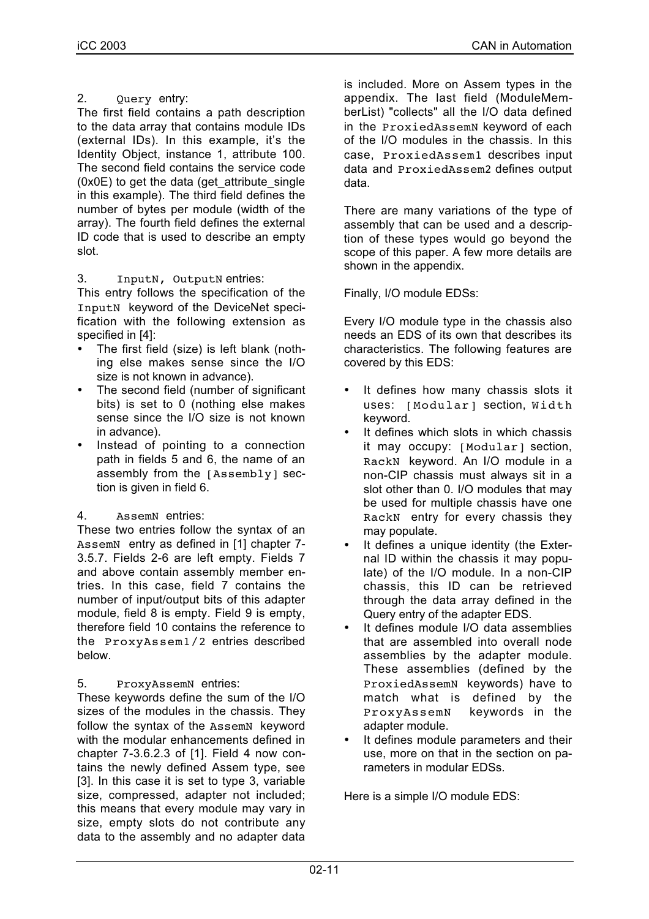2. `Query` entry:
The first field contains a path description to the data array that contains module IDs (external IDs). In this example, it's the Identity Object, instance 1, attribute 100. The second field contains the service code (0x0E) to get the data (get_attribute_single in this example). The third field defines the number of bytes per module (width of the array). The fourth field defines the external ID code that is used to describe an empty slot.

3. `InputN, OutputN` entries:
This entry follows the specification of the `InputN` keyword of the DeviceNet specification with the following extension as specified in [4]:

- The first field (size) is left blank (nothing else makes sense since the I/O size is not known in advance).
- The second field (number of significant bits) is set to 0 (nothing else makes sense since the I/O size is not known in advance).
- Instead of pointing to a connection path in fields 5 and 6, the name of an assembly from the `[Assembly]` section is given in field 6.

4. `AssemN` entries:
These two entries follow the syntax of an `AssemN` entry as defined in [1] chapter 7-3.5.7. Fields 2-6 are left empty. Fields 7 and above contain assembly member entries. In this case, field 7 contains the number of input/output bits of this adapter module, field 8 is empty. Field 9 is empty, therefore field 10 contains the reference to the `ProxyAssem1/2` entries described below.

5. `ProxyAssemN` entries:
These keywords define the sum of the I/O sizes of the modules in the chassis. They follow the syntax of the `AssemN` keyword with the modular enhancements defined in chapter 7-3.6.2.3 of [1]. Field 4 now contains the newly defined Assem type, see [3]. In this case it is set to type 3, variable size, compressed, adapter not included; this means that every module may vary in size, empty slots do not contribute any data to the assembly and no adapter data is included. More on Assem types in the appendix. The last field (ModuleMemberList) "collects" all the I/O data defined in the `ProxiedAssemN` keyword of each of the I/O modules in the chassis. In this case, `ProxiedAssem1` describes input data and `ProxiedAssem2` defines output data.

There are many variations of the type of assembly that can be used and a description of these types would go beyond the scope of this paper. A few more details are shown in the appendix.

Finally, I/O module EDSs:

Every I/O module type in the chassis also needs an EDS of its own that describes its characteristics. The following features are covered by this EDS:

- It defines how many chassis slots it uses: `[Modular]` section, `Width` keyword.
- It defines which slots in which chassis it may occupy: `[Modular]` section, `RackN` keyword. An I/O module in a non-CIP chassis must always sit in a slot other than 0. I/O modules that may be used for multiple chassis have one `RackN` entry for every chassis they may populate.
- It defines a unique identity (the External ID within the chassis it may populate) of the I/O module. In a non-CIP chassis, this ID can be retrieved through the data array defined in the Query entry of the adapter EDS.
- It defines module I/O data assemblies that are assembled into overall node assemblies by the adapter module. These assemblies (defined by the `ProxiedAssemN` keywords) have to match what is defined by the `ProxyAssemN` keywords in the adapter module.
- It defines module parameters and their use, more on that in the section on parameters in modular EDSs.

Here is a simple I/O module EDS: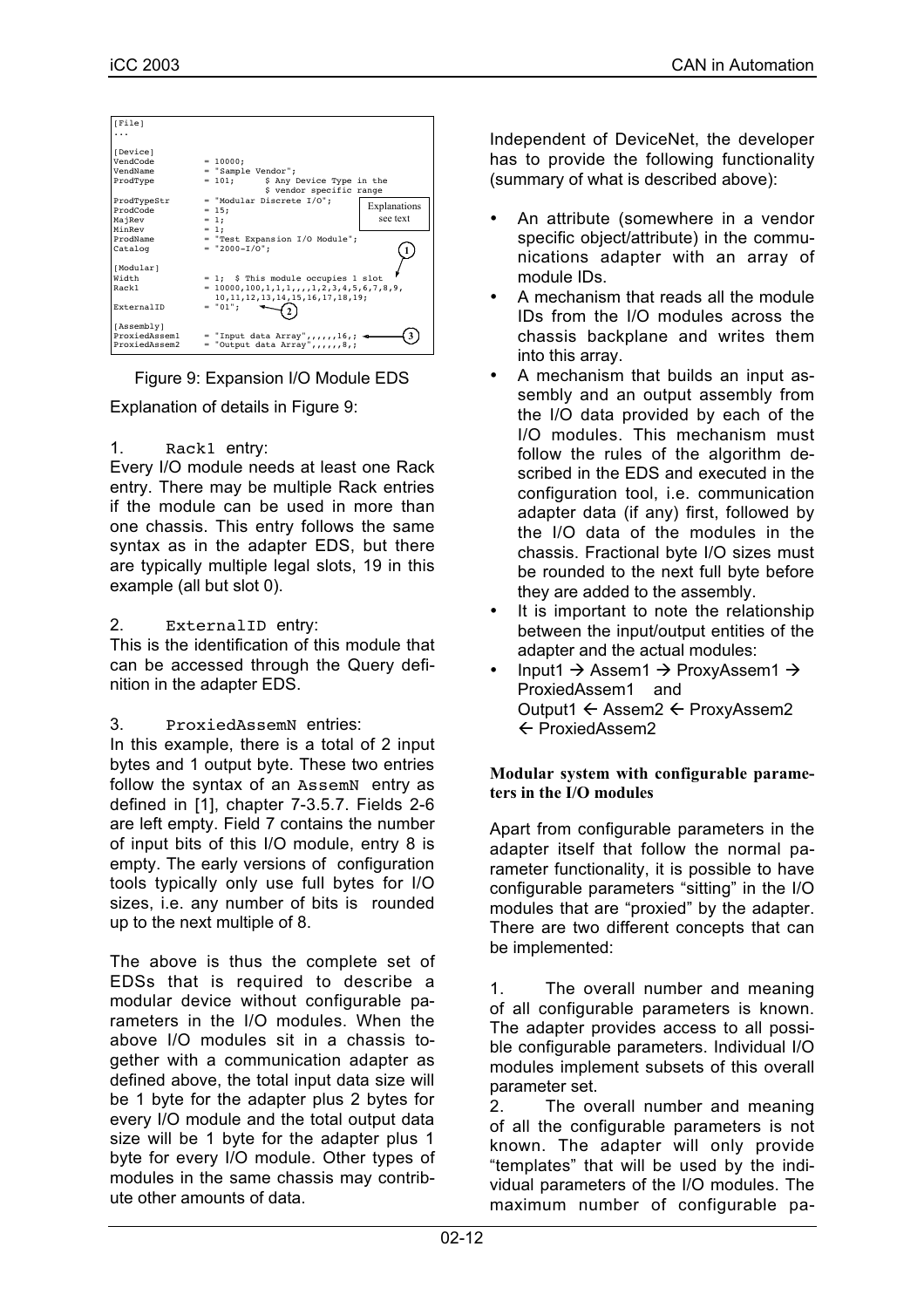```
[File]
...

[Device]
VendCode        = 10000;
VendName        = "Sample Vendor";
ProdType        = 101;      $ Any Device Type in the
                            $ vendor specific range
ProdTypeStr     = "Modular Discrete I/O";
ProdCode        = 15;
MajRev          = 1;
MinRev          = 1;
ProdName        = "Test Expansion I/O Module";
Catalog         = "2000-I/O";

[Modular]
Width           = 1;  $ This module occupies 1 slot
Rack1           = 10000,100,1,1,1,,,,1,2,3,4,5,6,7,8,9,
                  10,11,12,13,14,15,16,17,18,19;
ExternalID      = "01";

[Assembly]
ProxiedAssem1   = "Input data Array",,,,,,16,;
ProxiedAssem2   = "Output data Array",,,,,,8,;
```

Explanations see text (1), (2), (3)

Figure 9: Expansion I/O Module EDS

Explanation of details in Figure 9:

1. `Rack1` entry:
Every I/O module needs at least one Rack entry. There may be multiple Rack entries if the module can be used in more than one chassis. This entry follows the same syntax as in the adapter EDS, but there are typically multiple legal slots, 19 in this example (all but slot 0).

2. `ExternalID` entry:
This is the identification of this module that can be accessed through the Query definition in the adapter EDS.

3. `ProxiedAssemN` entries:
In this example, there is a total of 2 input bytes and 1 output byte. These two entries follow the syntax of an `AssemN` entry as defined in [1], chapter 7-3.5.7. Fields 2-6 are left empty. Field 7 contains the number of input bits of this I/O module, entry 8 is empty. The early versions of configuration tools typically only use full bytes for I/O sizes, i.e. any number of bits is rounded up to the next multiple of 8.

The above is thus the complete set of EDSs that is required to describe a modular device without configurable parameters in the I/O modules. When the above I/O modules sit in a chassis together with a communication adapter as defined above, the total input data size will be 1 byte for the adapter plus 2 bytes for every I/O module and the total output data size will be 1 byte for the adapter plus 1 byte for every I/O module. Other types of modules in the same chassis may contribute other amounts of data.

Independent of DeviceNet, the developer has to provide the following functionality (summary of what is described above):

- An attribute (somewhere in a vendor specific object/attribute) in the communications adapter with an array of module IDs.
- A mechanism that reads all the module IDs from the I/O modules across the chassis backplane and writes them into this array.
- A mechanism that builds an input assembly and an output assembly from the I/O data provided by each of the I/O modules. This mechanism must follow the rules of the algorithm described in the EDS and executed in the configuration tool, i.e. communication adapter data (if any) first, followed by the I/O data of the modules in the chassis. Fractional byte I/O sizes must be rounded to the next full byte before they are added to the assembly.
- It is important to note the relationship between the input/output entities of the adapter and the actual modules:
- Input1 → Assem1 → ProxyAssem1 → ProxiedAssem1 and Output1 ← Assem2 ← ProxyAssem2 ← ProxiedAssem2

**Modular system with configurable parameters in the I/O modules**

Apart from configurable parameters in the adapter itself that follow the normal parameter functionality, it is possible to have configurable parameters "sitting" in the I/O modules that are "proxied" by the adapter. There are two different concepts that can be implemented:

1. The overall number and meaning of all configurable parameters is known. The adapter provides access to all possible configurable parameters. Individual I/O modules implement subsets of this overall parameter set.
2. The overall number and meaning of all the configurable parameters is not known. The adapter will only provide "templates" that will be used by the individual parameters of the I/O modules. The maximum number of configurable pa-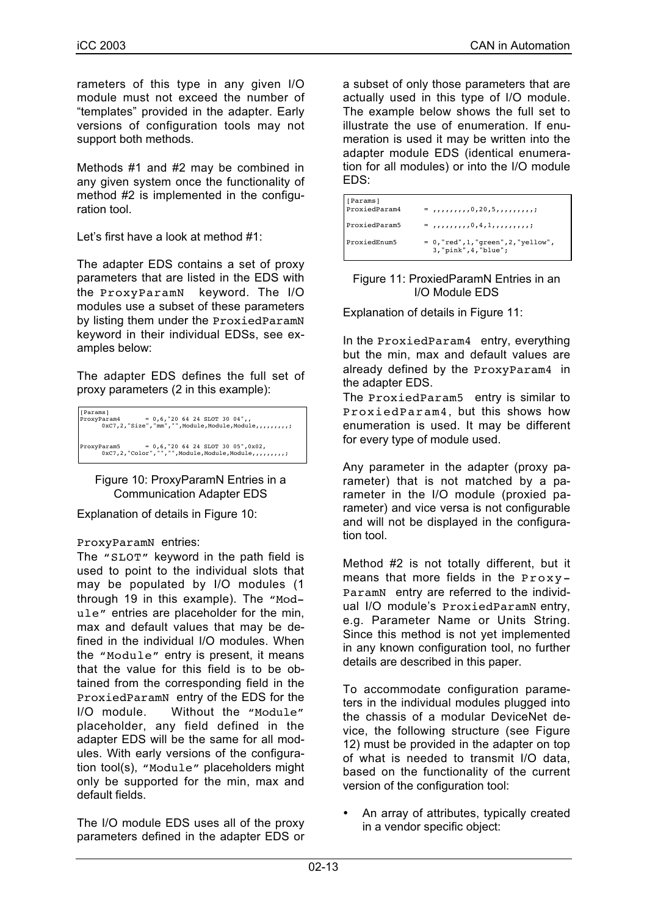rameters of this type in any given I/O module must not exceed the number of "templates" provided in the adapter. Early versions of configuration tools may not support both methods.

Methods #1 and #2 may be combined in any given system once the functionality of method #2 is implemented in the configuration tool.

Let's first have a look at method #1:

The adapter EDS contains a set of proxy parameters that are listed in the EDS with the `ProxyParamN` keyword. The I/O modules use a subset of these parameters by listing them under the `ProxiedParamN` keyword in their individual EDSs, see examples below:

The adapter EDS defines the full set of proxy parameters (2 in this example):

```
[Params]
ProxyParam4       = 0,6,"20 64 24 SLOT 30 04",,
      0xC7,2,"Size","mm","",Module,Module,Module,,,,,,,,;

ProxyParam5       = 0,6,"20 64 24 SLOT 30 05",0x02,
      0xC7,2,"Color","","",Module,Module,Module,,,,,,,,;
```

Figure 10: ProxyParamN Entries in a Communication Adapter EDS

Explanation of details in Figure 10:

`ProxyParamN` entries:
The `"SLOT"` keyword in the path field is used to point to the individual slots that may be populated by I/O modules (1 through 19 in this example). The `"Module"` entries are placeholder for the min, max and default values that may be defined in the individual I/O modules. When the `"Module"` entry is present, it means that the value for this field is to be obtained from the corresponding field in the `ProxiedParamN` entry of the EDS for the I/O module. Without the `"Module"` placeholder, any field defined in the adapter EDS will be the same for all modules. With early versions of the configuration tool(s), `"Module"` placeholders might only be supported for the min, max and default fields.

The I/O module EDS uses all of the proxy parameters defined in the adapter EDS or a subset of only those parameters that are actually used in this type of I/O module. The example below shows the full set to illustrate the use of enumeration. If enumeration is used it may be written into the adapter module EDS (identical enumeration for all modules) or into the I/O module EDS:

```
[Params]
ProxiedParam4     = ,,,,,,,,,0,20,5,,,,,,,,,;

ProxiedParam5     = ,,,,,,,,,0,4,1,,,,,,,,,;

ProxiedEnum5      = 0,"red",1,"green",2,"yellow",
                    3,"pink",4,"blue";
```

Figure 11: ProxiedParamN Entries in an I/O Module EDS

Explanation of details in Figure 11:

In the `ProxiedParam4` entry, everything but the min, max and default values are already defined by the `ProxyParam4` in the adapter EDS.
The `ProxiedParam5` entry is similar to `ProxiedParam4`, but this shows how enumeration is used. It may be different for every type of module used.

Any parameter in the adapter (proxy parameter) that is not matched by a parameter in the I/O module (proxied parameter) and vice versa is not configurable and will not be displayed in the configuration tool.

Method #2 is not totally different, but it means that more fields in the `ProxyParamN` entry are referred to the individual I/O module's `ProxiedParamN` entry, e.g. Parameter Name or Units String. Since this method is not yet implemented in any known configuration tool, no further details are described in this paper.

To accommodate configuration parameters in the individual modules plugged into the chassis of a modular DeviceNet device, the following structure (see Figure 12) must be provided in the adapter on top of what is needed to transmit I/O data, based on the functionality of the current version of the configuration tool:

- An array of attributes, typically created in a vendor specific object: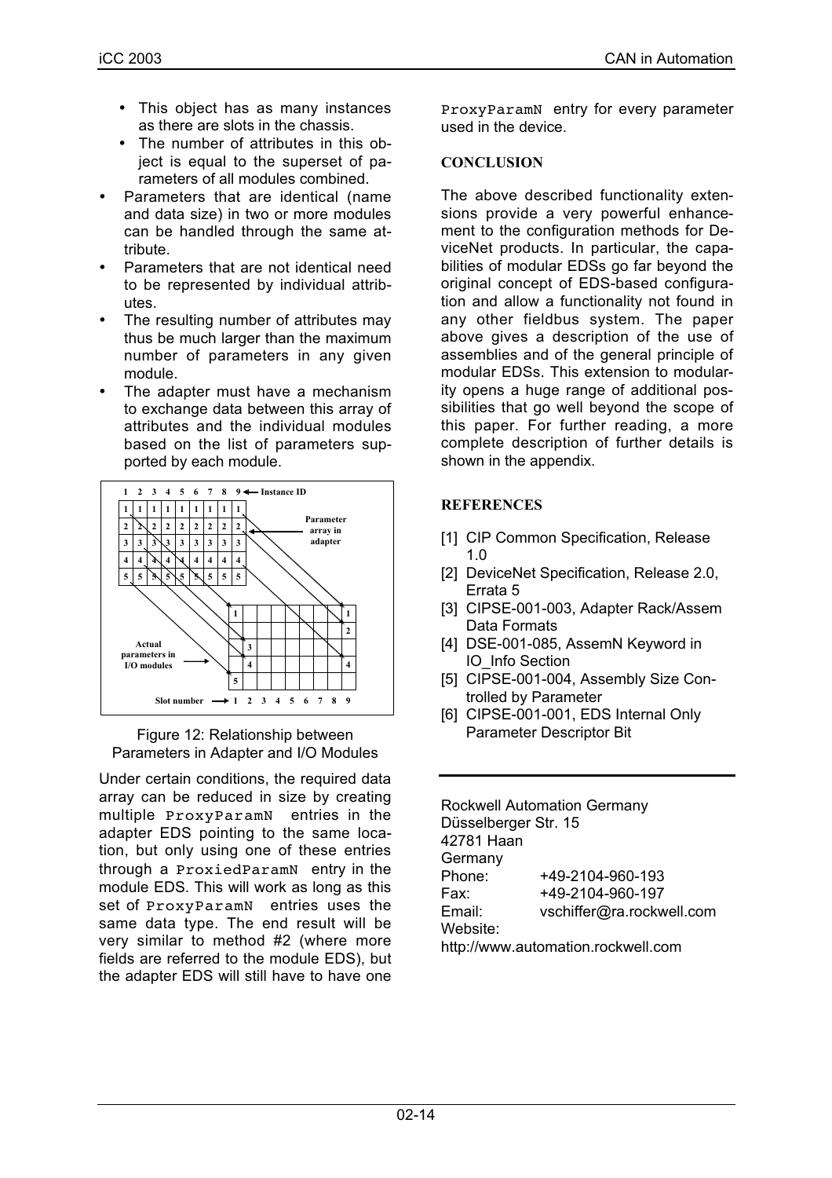- This object has as many instances as there are slots in the chassis.
  - The number of attributes in this object is equal to the superset of parameters of all modules combined.
- Parameters that are identical (name and data size) in two or more modules can be handled through the same attribute.
- Parameters that are not identical need to be represented by individual attributes.
- The resulting number of attributes may thus be much larger than the maximum number of parameters in any given module.
- The adapter must have a mechanism to exchange data between this array of attributes and the individual modules based on the list of parameters supported by each module.

Figure 12: Relationship between Parameters in Adapter and I/O Modules

Under certain conditions, the required data array can be reduced in size by creating multiple ProxyParamN entries in the adapter EDS pointing to the same location, but only using one of these entries through a ProxiedParamN entry in the module EDS. This will work as long as this set of ProxyParamN entries uses the same data type. The end result will be very similar to method #2 (where more fields are referred to the module EDS), but the adapter EDS will still have to have one ProxyParamN entry for every parameter used in the device.

## CONCLUSION

The above described functionality extensions provide a very powerful enhancement to the configuration methods for DeviceNet products. In particular, the capabilities of modular EDSs go far beyond the original concept of EDS-based configuration and allow a functionality not found in any other fieldbus system. The paper above gives a description of the use of assemblies and of the general principle of modular EDSs. This extension to modularity opens a huge range of additional possibilities that go well beyond the scope of this paper. For further reading, a more complete description of further details is shown in the appendix.

## REFERENCES

[1] CIP Common Specification, Release 1.0

[2] DeviceNet Specification, Release 2.0, Errata 5

[3] CIPSE-001-003, Adapter Rack/Assem Data Formats

[4] DSE-001-085, AssemN Keyword in IO_Info Section

[5] CIPSE-001-004, Assembly Size Controlled by Parameter

[6] CIPSE-001-001, EDS Internal Only Parameter Descriptor Bit

---

Rockwell Automation Germany
Düsselberger Str. 15
42781 Haan
Germany
Phone: +49-2104-960-193
Fax: +49-2104-960-197
Email: vschiffer@ra.rockwell.com
Website:
http://www.automation.rockwell.com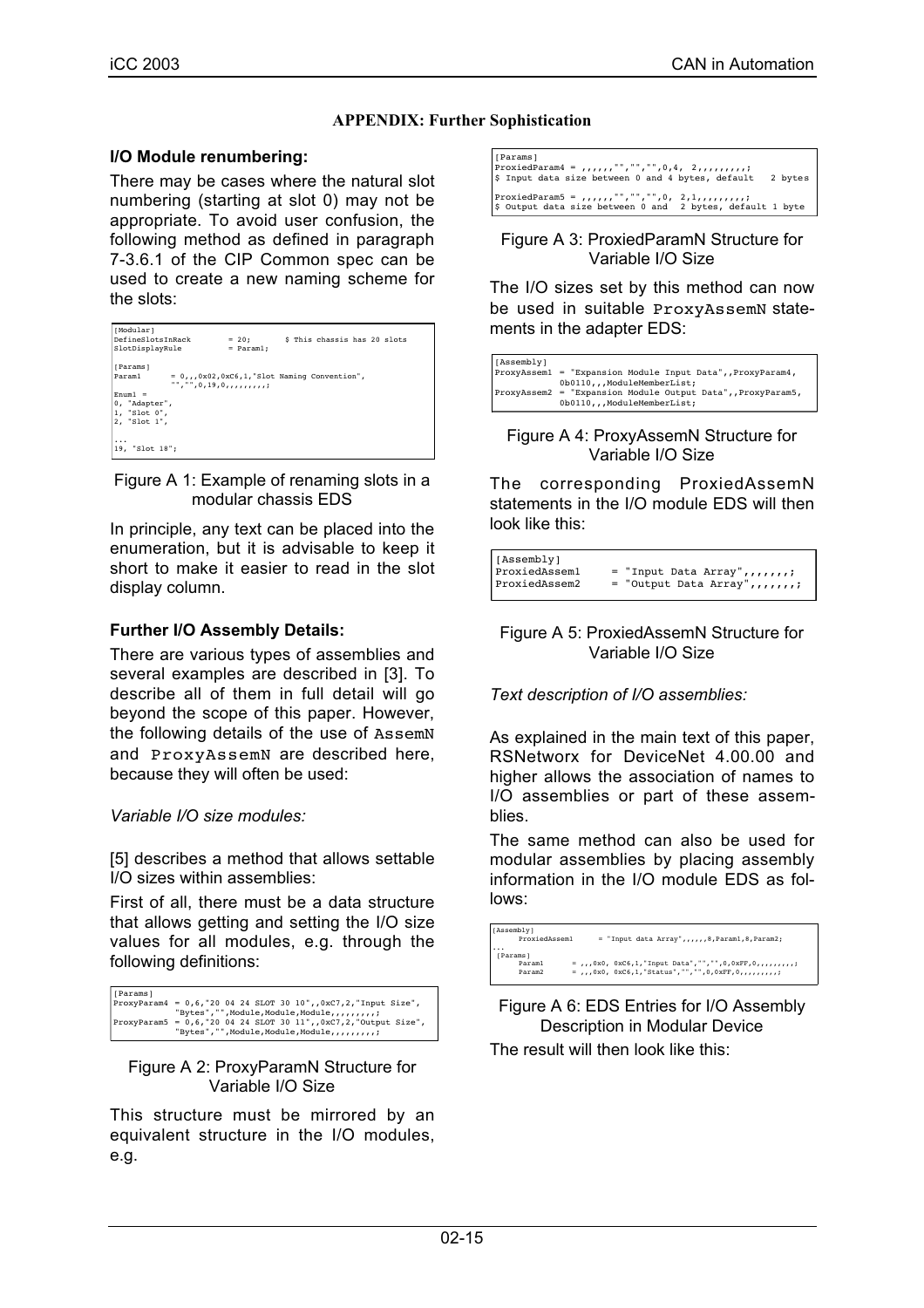## APPENDIX: Further Sophistication

### I/O Module renumbering:

There may be cases where the natural slot numbering (starting at slot 0) may not be appropriate. To avoid user confusion, the following method as defined in paragraph 7-3.6.1 of the CIP Common spec can be used to create a new naming scheme for the slots:

```
[Modular]
DefineSlotsInRack        = 20;       $ This chassis has 20 slots
SlotDisplayRule          = Param1;

[Params]
Param1      = 0,,,0x02,0xC6,1,"Slot Naming Convention",
            "","",0,19,0,,,,,,,,,;
Enum1 =
0, "Adapter",
1, "Slot 0",
2, "Slot 1",

...
19, "Slot 18";
```

Figure A 1: Example of renaming slots in a modular chassis EDS

In principle, any text can be placed into the enumeration, but it is advisable to keep it short to make it easier to read in the slot display column.

### Further I/O Assembly Details:

There are various types of assemblies and several examples are described in [3]. To describe all of them in full detail will go beyond the scope of this paper. However, the following details of the use of AssemN and ProxyAssemN are described here, because they will often be used:

*Variable I/O size modules:*

[5] describes a method that allows settable I/O sizes within assemblies:

First of all, there must be a data structure that allows getting and setting the I/O size values for all modules, e.g. through the following definitions:

```
[Params]
ProxyParam4 = 0,6,"20 04 24 SLOT 30 10",,0xC7,2,"Input Size",
            "Bytes","",Module,Module,Module,,,,,,,,,;
ProxyParam5 = 0,6,"20 04 24 SLOT 30 11",,0xC7,2,"Output Size",
            "Bytes","",Module,Module,Module,,,,,,,,,;
```

Figure A 2: ProxyParamN Structure for Variable I/O Size

This structure must be mirrored by an equivalent structure in the I/O modules, e.g.

```
[Params]
ProxiedParam4 = ,,,,,,"","","","",0,4, 2,,,,,,,,,;
$ Input data size between 0 and 4 bytes, default   2 bytes

ProxiedParam5 = ,,,,,,"","","","",0, 2,1,,,,,,,,,;
$ Output data size between 0 and  2 bytes, default 1 byte
```

Figure A 3: ProxiedParamN Structure for Variable I/O Size

The I/O sizes set by this method can now be used in suitable ProxyAssemN statements in the adapter EDS:

```
[Assembly]
ProxyAssem1 = "Expansion Module Input Data",,ProxyParam4,
            0b0110,,,ModuleMemberList;
ProxyAssem2 = "Expansion Module Output Data",,ProxyParam5,
            0b0110,,,ModuleMemberList;
```

Figure A 4: ProxyAssemN Structure for Variable I/O Size

The corresponding ProxiedAssemN statements in the I/O module EDS will then look like this:

```
[Assembly]
ProxiedAssem1      = "Input Data Array",,,,,,,;
ProxiedAssem2      = "Output Data Array",,,,,,,;
```

Figure A 5: ProxiedAssemN Structure for Variable I/O Size

*Text description of I/O assemblies:*

As explained in the main text of this paper, RSNetworx for DeviceNet 4.00.00 and higher allows the association of names to I/O assemblies or part of these assemblies.

The same method can also be used for modular assemblies by placing assembly information in the I/O module EDS as follows:

```
[Assembly]
    ProxiedAssem1      = "Input data Array",,,,,,8,Param1,8,Param2;
...
 [Params]
     Param1       = ,,,0x0, 0xC6,1,"Input Data","","",0,0xFF,0,,,,,,,,,;
     Param2       = ,,,0x0, 0xC6,1,"Status","","",0,0xFF,0,,,,,,,,,;
```

Figure A 6: EDS Entries for I/O Assembly Description in Modular Device

The result will then look like this: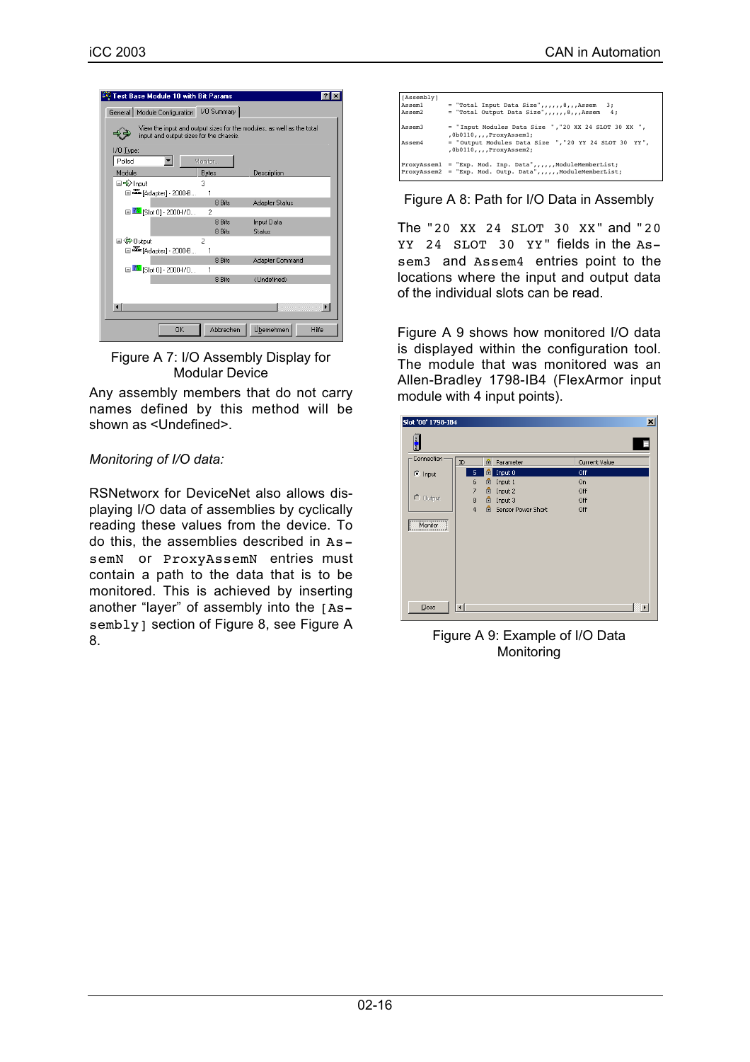Figure A 7: I/O Assembly Display for Modular Device

Any assembly members that do not carry names defined by this method will be shown as <Undefined>.

*Monitoring of I/O data:*

RSNetworx for DeviceNet also allows displaying I/O data of assemblies by cyclically reading these values from the device. To do this, the assemblies described in `AssemN` or `ProxyAssemN` entries must contain a path to the data that is to be monitored. This is achieved by inserting another "layer" of assembly into the `[Assembly]` section of Figure 8, see Figure A 8.

```
[Assembly]
Assem1      = "Total Input Data Size",,,,,,8,,,Assem   3;
Assem2      = "Total Output Data Size",,,,,,8,,,Assem   4;

Assem3      = "Input Modules Data Size ","20 XX 24 SLOT 30 XX ",
            ,0b0110,,,,ProxyAssem1;
Assem4      = "Output Modules Data Size ","20 YY 24 SLOT 30  YY",
            ,0b0110,,,,ProxyAssem2;

ProxyAssem1 = "Exp. Mod. Inp. Data",,,,,,ModuleMemberList;
ProxyAssem2 = "Exp. Mod. Outp. Data",,,,,,ModuleMemberList;
```

Figure A 8: Path for I/O Data in Assembly

The "`20 XX 24 SLOT 30 XX`" and "`20 YY 24 SLOT 30 YY`" fields in the `Assem3` and `Assem4` entries point to the locations where the input and output data of the individual slots can be read.

Figure A 9 shows how monitored I/O data is displayed within the configuration tool. The module that was monitored was an Allen-Bradley 1798-IB4 (FlexArmor input module with 4 input points).

Figure A 9: Example of I/O Data Monitoring